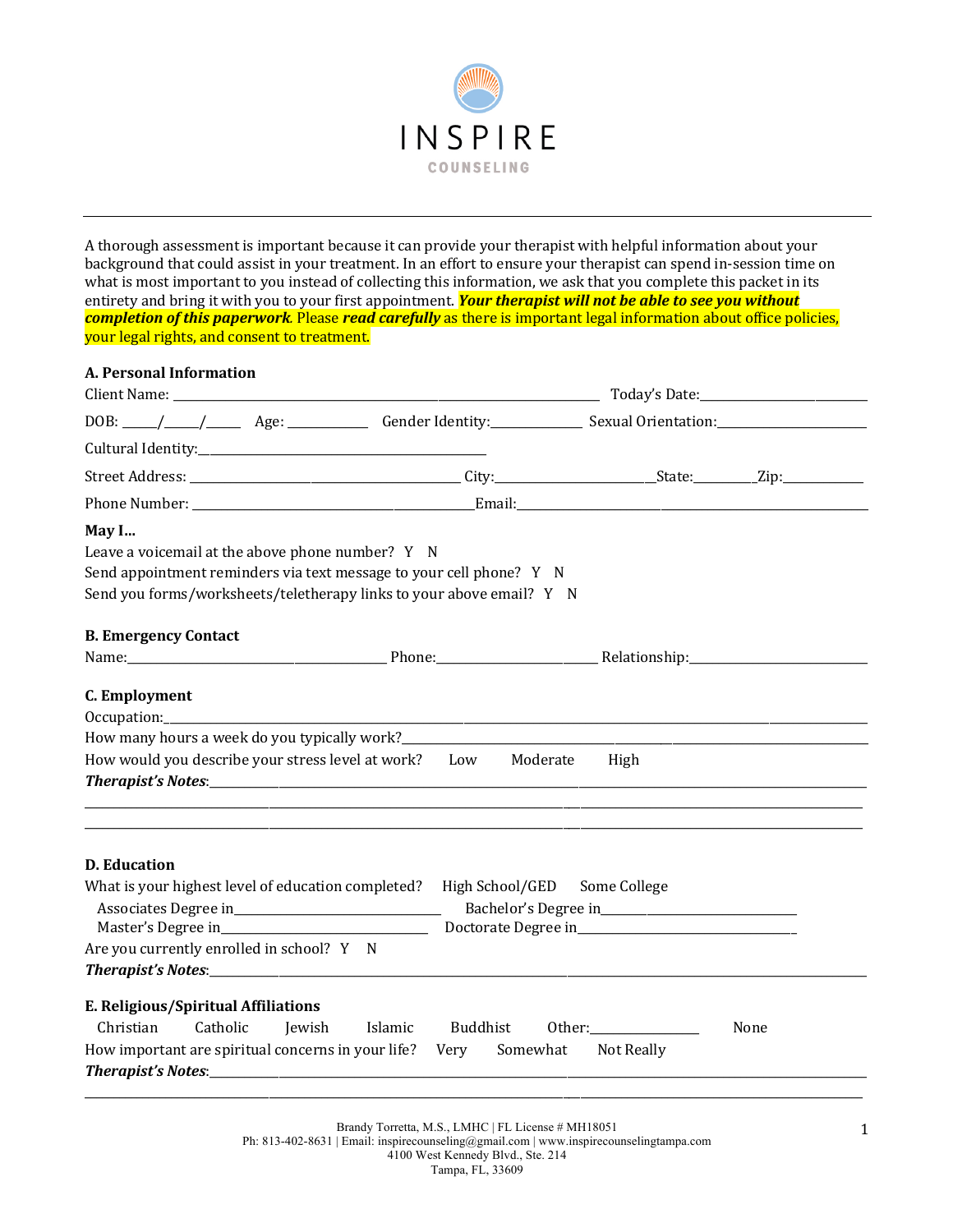# INSPIRE

COUNSELING

A thorough assessment is important because it can provide your therapist with helpful information about your background that could assist in your treatment. In an effort to ensure your therapist can spend in-session time on what is most important to you instead of collecting this information, we ask that you complete this packet in its entirety and bring it with you to your first appointment. ***Your therapist will not be able to see you without completion of this paperwork***. Please ***read carefully*** as there is important legal information about office policies, your legal rights, and consent to treatment.

**A. Personal Information**

Client Name: ______________________________________________ Today's Date:____________________

DOB: _____/_____/_____ Age: __________ Gender Identity:____________ Sexual Orientation:____________________

Cultural Identity:________________________________________

Street Address: ______________________________ City:____________________State:________Zip:__________

Phone Number: ____________________________________Email:____________________________________________

**May I...**

Leave a voicemail at the above phone number? Y N

Send appointment reminders via text message to your cell phone? Y N

Send you forms/worksheets/teletherapy links to your above email? Y N

**B. Emergency Contact**

Name:______________________________ Phone:____________________ Relationship:______________________

**C. Employment**

Occupation:_____________________________________________________________________________________

How many hours a week do you typically work?_____________________________________________________

How would you describe your stress level at work? Low Moderate High

***Therapist's Notes***:____________________________________________________________________________

________________________________________________________________________________________________

________________________________________________________________________________________________

**D. Education**

What is your highest level of education completed? High School/GED Some College

Associates Degree in____________________________ Bachelor's Degree in__________________________

Master's Degree in______________________________ Doctorate Degree in__________________________

Are you currently enrolled in school? Y N

***Therapist's Notes***:____________________________________________________________________________

**E. Religious/Spiritual Affiliations**

Christian Catholic Jewish Islamic Buddhist Other:______________ None

How important are spiritual concerns in your life? Very Somewhat Not Really

***Therapist's Notes***:____________________________________________________________________________

________________________________________________________________________________________________

Brandy Torretta, M.S., LMHC | FL License # MH18051
Ph: 813-402-8631 | Email: inspirecounseling@gmail.com | www.inspirecounselingtampa.com
4100 West Kennedy Blvd., Ste. 214
Tampa, FL, 33609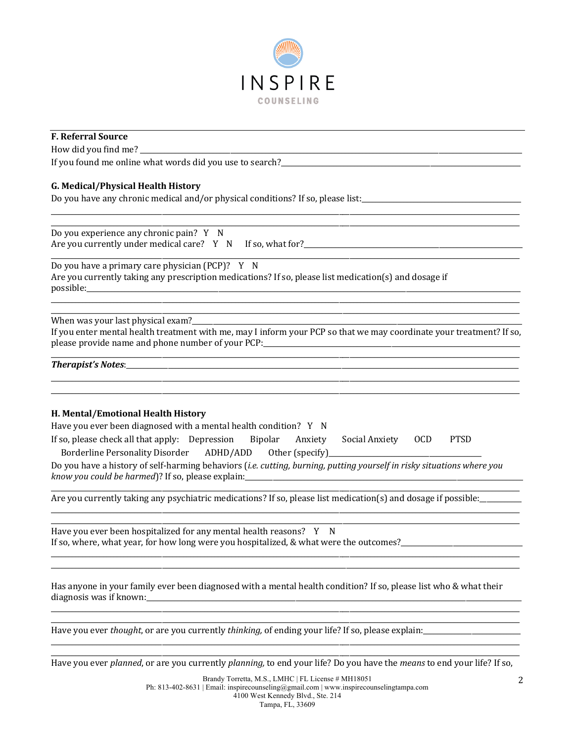INSPIRE

COUNSELING

**F. Referral Source**

How did you find me? \_\_\_\_\_\_\_\_\_\_\_\_\_\_\_\_\_\_\_\_\_\_\_\_\_\_\_\_\_\_\_\_\_\_\_\_\_\_\_\_

If you found me online what words did you use to search?\_\_\_\_\_\_\_\_\_\_\_\_\_\_\_\_\_\_\_\_\_\_\_\_\_\_\_\_\_\_

**G. Medical/Physical Health History**

Do you have any chronic medical and/or physical conditions? If so, please list:\_\_\_\_\_\_\_\_\_\_\_\_\_\_\_\_\_\_\_\_

\_\_\_\_\_\_\_\_\_\_\_\_\_\_\_\_\_\_\_\_\_\_\_\_\_\_\_\_\_\_\_\_\_\_\_\_\_\_\_\_\_\_\_\_\_\_\_\_\_\_\_\_\_\_\_\_\_\_\_\_\_\_\_\_\_\_\_\_\_\_

\_\_\_\_\_\_\_\_\_\_\_\_\_\_\_\_\_\_\_\_\_\_\_\_\_\_\_\_\_\_\_\_\_\_\_\_\_\_\_\_\_\_\_\_\_\_\_\_\_\_\_\_\_\_\_\_\_\_\_\_\_\_\_\_\_\_\_\_\_\_

Do you experience any chronic pain? Y N

Are you currently under medical care? Y N If so, what for?\_\_\_\_\_\_\_\_\_\_\_\_\_\_\_\_\_\_\_\_\_\_\_\_\_\_\_\_\_\_

\_\_\_\_\_\_\_\_\_\_\_\_\_\_\_\_\_\_\_\_\_\_\_\_\_\_\_\_\_\_\_\_\_\_\_\_\_\_\_\_\_\_\_\_\_\_\_\_\_\_\_\_\_\_\_\_\_\_\_\_\_\_\_\_\_\_\_\_\_\_

Do you have a primary care physician (PCP)? Y N

Are you currently taking any prescription medications? If so, please list medication(s) and dosage if possible:\_\_\_\_\_\_\_\_\_\_\_\_\_\_\_\_\_\_\_\_\_\_\_\_\_\_\_\_\_\_\_\_\_\_\_\_\_\_\_\_\_\_\_\_\_\_\_\_\_\_\_\_\_\_\_\_\_\_\_\_

\_\_\_\_\_\_\_\_\_\_\_\_\_\_\_\_\_\_\_\_\_\_\_\_\_\_\_\_\_\_\_\_\_\_\_\_\_\_\_\_\_\_\_\_\_\_\_\_\_\_\_\_\_\_\_\_\_\_\_\_\_\_\_\_\_\_\_\_\_\_

\_\_\_\_\_\_\_\_\_\_\_\_\_\_\_\_\_\_\_\_\_\_\_\_\_\_\_\_\_\_\_\_\_\_\_\_\_\_\_\_\_\_\_\_\_\_\_\_\_\_\_\_\_\_\_\_\_\_\_\_\_\_\_\_\_\_\_\_\_\_

When was your last physical exam?\_\_\_\_\_\_\_\_\_\_\_\_\_\_\_\_\_\_\_\_\_\_\_\_\_\_\_\_\_\_\_\_\_\_\_\_\_\_\_\_\_\_\_\_

If you enter mental health treatment with me, may I inform your PCP so that we may coordinate your treatment? If so, please provide name and phone number of your PCP:\_\_\_\_\_\_\_\_\_\_\_\_\_\_\_\_\_\_\_\_\_\_\_\_\_\_\_\_\_\_

\_\_\_\_\_\_\_\_\_\_\_\_\_\_\_\_\_\_\_\_\_\_\_\_\_\_\_\_\_\_\_\_\_\_\_\_\_\_\_\_\_\_\_\_\_\_\_\_\_\_\_\_\_\_\_\_\_\_\_\_\_\_\_\_\_\_\_\_\_\_

***Therapist's Notes***:\_\_\_\_\_\_\_\_\_\_\_\_\_\_\_\_\_\_\_\_\_\_\_\_\_\_\_\_\_\_\_\_\_\_\_\_\_\_\_\_\_\_\_\_\_\_\_\_\_\_\_\_\_\_\_

\_\_\_\_\_\_\_\_\_\_\_\_\_\_\_\_\_\_\_\_\_\_\_\_\_\_\_\_\_\_\_\_\_\_\_\_\_\_\_\_\_\_\_\_\_\_\_\_\_\_\_\_\_\_\_\_\_\_\_\_\_\_\_\_\_\_\_\_\_\_

\_\_\_\_\_\_\_\_\_\_\_\_\_\_\_\_\_\_\_\_\_\_\_\_\_\_\_\_\_\_\_\_\_\_\_\_\_\_\_\_\_\_\_\_\_\_\_\_\_\_\_\_\_\_\_\_\_\_\_\_\_\_\_\_\_\_\_\_\_\_

**H. Mental/Emotional Health History**

Have you ever been diagnosed with a mental health condition? Y N

If so, please check all that apply: Depression Bipolar Anxiety Social Anxiety OCD PTSD

Borderline Personality Disorder ADHD/ADD Other (specify)\_\_\_\_\_\_\_\_\_\_\_\_\_\_\_\_\_\_\_\_\_\_\_\_

Do you have a history of self-harming behaviors (*i.e. cutting, burning, putting yourself in risky situations where you know you could be harmed*)? If so, please explain:\_\_\_\_\_\_\_\_\_\_\_\_\_\_\_\_\_\_\_\_\_\_\_\_\_\_\_\_\_\_

\_\_\_\_\_\_\_\_\_\_\_\_\_\_\_\_\_\_\_\_\_\_\_\_\_\_\_\_\_\_\_\_\_\_\_\_\_\_\_\_\_\_\_\_\_\_\_\_\_\_\_\_\_\_\_\_\_\_\_\_\_\_\_\_\_\_\_\_\_\_

Are you currently taking any psychiatric medications? If so, please list medication(s) and dosage if possible:\_\_\_\_\_\_\_\_\_\_

\_\_\_\_\_\_\_\_\_\_\_\_\_\_\_\_\_\_\_\_\_\_\_\_\_\_\_\_\_\_\_\_\_\_\_\_\_\_\_\_\_\_\_\_\_\_\_\_\_\_\_\_\_\_\_\_\_\_\_\_\_\_\_\_\_\_\_\_\_\_

\_\_\_\_\_\_\_\_\_\_\_\_\_\_\_\_\_\_\_\_\_\_\_\_\_\_\_\_\_\_\_\_\_\_\_\_\_\_\_\_\_\_\_\_\_\_\_\_\_\_\_\_\_\_\_\_\_\_\_\_\_\_\_\_\_\_\_\_\_\_

Have you ever been hospitalized for any mental health reasons? Y N

If so, where, what year, for how long were you hospitalized, & what were the outcomes?\_\_\_\_\_\_\_\_\_\_\_\_\_\_\_\_

\_\_\_\_\_\_\_\_\_\_\_\_\_\_\_\_\_\_\_\_\_\_\_\_\_\_\_\_\_\_\_\_\_\_\_\_\_\_\_\_\_\_\_\_\_\_\_\_\_\_\_\_\_\_\_\_\_\_\_\_\_\_\_\_\_\_\_\_\_\_

\_\_\_\_\_\_\_\_\_\_\_\_\_\_\_\_\_\_\_\_\_\_\_\_\_\_\_\_\_\_\_\_\_\_\_\_\_\_\_\_\_\_\_\_\_\_\_\_\_\_\_\_\_\_\_\_\_\_\_\_\_\_\_\_\_\_\_\_\_\_

Has anyone in your family ever been diagnosed with a mental health condition? If so, please list who & what their diagnosis was if known:\_\_\_\_\_\_\_\_\_\_\_\_\_\_\_\_\_\_\_\_\_\_\_\_\_\_\_\_\_\_\_\_\_\_\_\_\_\_\_\_\_\_\_\_\_\_\_\_\_\_\_

\_\_\_\_\_\_\_\_\_\_\_\_\_\_\_\_\_\_\_\_\_\_\_\_\_\_\_\_\_\_\_\_\_\_\_\_\_\_\_\_\_\_\_\_\_\_\_\_\_\_\_\_\_\_\_\_\_\_\_\_\_\_\_\_\_\_\_\_\_\_

\_\_\_\_\_\_\_\_\_\_\_\_\_\_\_\_\_\_\_\_\_\_\_\_\_\_\_\_\_\_\_\_\_\_\_\_\_\_\_\_\_\_\_\_\_\_\_\_\_\_\_\_\_\_\_\_\_\_\_\_\_\_\_\_\_\_\_\_\_\_

Have you ever *thought*, or are you currently *thinking,* of ending your life? If so, please explain:\_\_\_\_\_\_\_\_\_\_\_\_\_\_\_\_\_\_\_\_\_\_\_\_

\_\_\_\_\_\_\_\_\_\_\_\_\_\_\_\_\_\_\_\_\_\_\_\_\_\_\_\_\_\_\_\_\_\_\_\_\_\_\_\_\_\_\_\_\_\_\_\_\_\_\_\_\_\_\_\_\_\_\_\_\_\_\_\_\_\_\_\_\_\_

\_\_\_\_\_\_\_\_\_\_\_\_\_\_\_\_\_\_\_\_\_\_\_\_\_\_\_\_\_\_\_\_\_\_\_\_\_\_\_\_\_\_\_\_\_\_\_\_\_\_\_\_\_\_\_\_\_\_\_\_\_\_\_\_\_\_\_\_\_\_

Have you ever *planned*, or are you currently *planning,* to end your life? Do you have the *means* to end your life? If so,

Brandy Torretta, M.S., LMHC | FL License # MH18051
Ph: 813-402-8631 | Email: inspirecounseling@gmail.com | www.inspirecounselingtampa.com
4100 West Kennedy Blvd., Ste. 214
Tampa, FL, 33609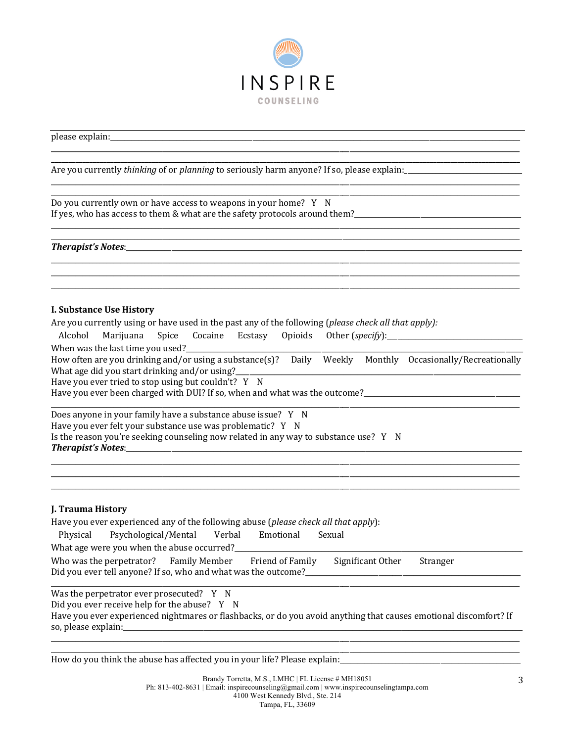please explain:\_\_\_\_\_\_\_\_\_\_\_\_\_\_\_\_\_\_\_\_\_\_\_\_\_\_\_\_\_\_\_\_\_\_\_\_\_\_\_\_\_\_\_\_\_\_\_\_\_\_\_\_\_\_\_\_\_\_\_\_\_\_\_\_\_\_\_\_\_\_\_\_\_\_\_\_\_\_\_\_\_\_

\_\_\_\_\_\_\_\_\_\_\_\_\_\_\_\_\_\_\_\_\_\_\_\_\_\_\_\_\_\_\_\_\_\_\_\_\_\_\_\_\_\_\_\_\_\_\_\_\_\_\_\_\_\_\_\_\_\_\_\_\_\_\_\_\_\_\_\_\_\_\_\_\_\_\_\_\_\_\_\_\_\_\_\_\_\_\_\_\_

Are you currently *thinking* of or *planning* to seriously harm anyone? If so, please explain:\_\_\_\_\_\_\_\_\_\_\_\_\_\_\_\_\_\_\_\_\_\_\_

\_\_\_\_\_\_\_\_\_\_\_\_\_\_\_\_\_\_\_\_\_\_\_\_\_\_\_\_\_\_\_\_\_\_\_\_\_\_\_\_\_\_\_\_\_\_\_\_\_\_\_\_\_\_\_\_\_\_\_\_\_\_\_\_\_\_\_\_\_\_\_\_\_\_\_\_\_\_\_\_\_\_\_\_\_\_\_\_\_

Do you currently own or have access to weapons in your home? Y N

If yes, who has access to them & what are the safety protocols around them?\_\_\_\_\_\_\_\_\_\_\_\_\_\_\_\_\_\_\_\_\_\_\_\_\_\_\_\_\_\_\_\_\_\_\_\_

\_\_\_\_\_\_\_\_\_\_\_\_\_\_\_\_\_\_\_\_\_\_\_\_\_\_\_\_\_\_\_\_\_\_\_\_\_\_\_\_\_\_\_\_\_\_\_\_\_\_\_\_\_\_\_\_\_\_\_\_\_\_\_\_\_\_\_\_\_\_\_\_\_\_\_\_\_\_\_\_\_\_\_\_\_\_\_\_\_

***Therapist's Notes***:\_\_\_\_\_\_\_\_\_\_\_\_\_\_\_\_\_\_\_\_\_\_\_\_\_\_\_\_\_\_\_\_\_\_\_\_\_\_\_\_\_\_\_\_\_\_\_\_\_\_\_\_\_\_\_\_\_\_\_\_\_\_\_\_\_\_\_\_\_\_\_\_\_\_\_\_

\_\_\_\_\_\_\_\_\_\_\_\_\_\_\_\_\_\_\_\_\_\_\_\_\_\_\_\_\_\_\_\_\_\_\_\_\_\_\_\_\_\_\_\_\_\_\_\_\_\_\_\_\_\_\_\_\_\_\_\_\_\_\_\_\_\_\_\_\_\_\_\_\_\_\_\_\_\_\_\_\_\_\_\_\_\_\_\_\_

\_\_\_\_\_\_\_\_\_\_\_\_\_\_\_\_\_\_\_\_\_\_\_\_\_\_\_\_\_\_\_\_\_\_\_\_\_\_\_\_\_\_\_\_\_\_\_\_\_\_\_\_\_\_\_\_\_\_\_\_\_\_\_\_\_\_\_\_\_\_\_\_\_\_\_\_\_\_\_\_\_\_\_\_\_\_\_\_\_

\_\_\_\_\_\_\_\_\_\_\_\_\_\_\_\_\_\_\_\_\_\_\_\_\_\_\_\_\_\_\_\_\_\_\_\_\_\_\_\_\_\_\_\_\_\_\_\_\_\_\_\_\_\_\_\_\_\_\_\_\_\_\_\_\_\_\_\_\_\_\_\_\_\_\_\_\_\_\_\_\_\_\_\_\_\_\_\_\_

## I. Substance Use History

Are you currently using or have used in the past any of the following (*please check all that apply):*

Alcohol Marijuana Spice Cocaine Ecstasy Opioids Other (*specify*):\_\_\_\_\_\_\_\_\_\_\_\_\_\_\_\_\_\_\_\_\_\_\_\_\_\_\_\_\_

When was the last time you used?\_\_\_\_\_\_\_\_\_\_\_\_\_\_\_\_\_\_\_\_\_\_\_\_\_\_\_\_\_\_\_\_\_\_\_\_\_\_\_\_\_\_\_\_\_\_\_\_\_\_\_\_\_\_\_\_\_\_\_\_\_\_\_\_\_\_\_\_\_

How often are you drinking and/or using a substance(s)? Daily Weekly Monthly Occasionally/Recreationally

What age did you start drinking and/or using?\_\_\_\_\_\_\_\_\_\_\_\_\_\_\_\_\_\_\_\_\_\_\_\_\_\_\_\_\_\_\_\_\_\_\_\_\_\_\_\_\_\_\_\_\_\_\_\_\_\_\_\_\_\_\_\_\_\_\_

Have you ever tried to stop using but couldn't? Y N

Have you ever been charged with DUI? If so, when and what was the outcome?\_\_\_\_\_\_\_\_\_\_\_\_\_\_\_\_\_\_\_\_\_\_\_\_\_\_\_\_\_\_\_\_\_\_\_

\_\_\_\_\_\_\_\_\_\_\_\_\_\_\_\_\_\_\_\_\_\_\_\_\_\_\_\_\_\_\_\_\_\_\_\_\_\_\_\_\_\_\_\_\_\_\_\_\_\_\_\_\_\_\_\_\_\_\_\_\_\_\_\_\_\_\_\_\_\_\_\_\_\_\_\_\_\_\_\_\_\_\_\_\_\_\_\_\_

Does anyone in your family have a substance abuse issue? Y N

Have you ever felt your substance use was problematic? Y N

Is the reason you're seeking counseling now related in any way to substance use? Y N

***Therapist's Notes***:\_\_\_\_\_\_\_\_\_\_\_\_\_\_\_\_\_\_\_\_\_\_\_\_\_\_\_\_\_\_\_\_\_\_\_\_\_\_\_\_\_\_\_\_\_\_\_\_\_\_\_\_\_\_\_\_\_\_\_\_\_\_\_\_\_\_\_\_\_\_\_\_\_\_\_\_

\_\_\_\_\_\_\_\_\_\_\_\_\_\_\_\_\_\_\_\_\_\_\_\_\_\_\_\_\_\_\_\_\_\_\_\_\_\_\_\_\_\_\_\_\_\_\_\_\_\_\_\_\_\_\_\_\_\_\_\_\_\_\_\_\_\_\_\_\_\_\_\_\_\_\_\_\_\_\_\_\_\_\_\_\_\_\_\_\_

\_\_\_\_\_\_\_\_\_\_\_\_\_\_\_\_\_\_\_\_\_\_\_\_\_\_\_\_\_\_\_\_\_\_\_\_\_\_\_\_\_\_\_\_\_\_\_\_\_\_\_\_\_\_\_\_\_\_\_\_\_\_\_\_\_\_\_\_\_\_\_\_\_\_\_\_\_\_\_\_\_\_\_\_\_\_\_\_\_

\_\_\_\_\_\_\_\_\_\_\_\_\_\_\_\_\_\_\_\_\_\_\_\_\_\_\_\_\_\_\_\_\_\_\_\_\_\_\_\_\_\_\_\_\_\_\_\_\_\_\_\_\_\_\_\_\_\_\_\_\_\_\_\_\_\_\_\_\_\_\_\_\_\_\_\_\_\_\_\_\_\_\_\_\_\_\_\_\_

## J. Trauma History

Have you ever experienced any of the following abuse (*please check all that apply*):

Physical Psychological/Mental Verbal Emotional Sexual

What age were you when the abuse occurred?\_\_\_\_\_\_\_\_\_\_\_\_\_\_\_\_\_\_\_\_\_\_\_\_\_\_\_\_\_\_\_\_\_\_\_\_\_\_\_\_\_\_\_\_\_\_\_\_\_\_\_\_\_\_\_\_\_\_\_\_

Who was the perpetrator? Family Member Friend of Family Significant Other Stranger

Did you ever tell anyone? If so, who and what was the outcome?\_\_\_\_\_\_\_\_\_\_\_\_\_\_\_\_\_\_\_\_\_\_\_\_\_\_\_\_\_\_\_\_\_\_\_\_\_\_\_\_\_\_\_\_\_

\_\_\_\_\_\_\_\_\_\_\_\_\_\_\_\_\_\_\_\_\_\_\_\_\_\_\_\_\_\_\_\_\_\_\_\_\_\_\_\_\_\_\_\_\_\_\_\_\_\_\_\_\_\_\_\_\_\_\_\_\_\_\_\_\_\_\_\_\_\_\_\_\_\_\_\_\_\_\_\_\_\_\_\_\_\_\_\_\_

Was the perpetrator ever prosecuted? Y N

Did you ever receive help for the abuse? Y N

Have you ever experienced nightmares or flashbacks, or do you avoid anything that causes emotional discomfort? If so, please explain:\_\_\_\_\_\_\_\_\_\_\_\_\_\_\_\_\_\_\_\_\_\_\_\_\_\_\_\_\_\_\_\_\_\_\_\_\_\_\_\_\_\_\_\_\_\_\_\_\_\_\_\_\_\_\_\_\_\_\_\_\_\_\_\_\_\_\_\_\_\_\_\_\_\_\_\_\_\_\_\_\_

\_\_\_\_\_\_\_\_\_\_\_\_\_\_\_\_\_\_\_\_\_\_\_\_\_\_\_\_\_\_\_\_\_\_\_\_\_\_\_\_\_\_\_\_\_\_\_\_\_\_\_\_\_\_\_\_\_\_\_\_\_\_\_\_\_\_\_\_\_\_\_\_\_\_\_\_\_\_\_\_\_\_\_\_\_\_\_\_\_

\_\_\_\_\_\_\_\_\_\_\_\_\_\_\_\_\_\_\_\_\_\_\_\_\_\_\_\_\_\_\_\_\_\_\_\_\_\_\_\_\_\_\_\_\_\_\_\_\_\_\_\_\_\_\_\_\_\_\_\_\_\_\_\_\_\_\_\_\_\_\_\_\_\_\_\_\_\_\_\_\_\_\_\_\_\_\_\_\_

How do you think the abuse has affected you in your life? Please explain:\_\_\_\_\_\_\_\_\_\_\_\_\_\_\_\_\_\_\_\_\_\_\_\_\_\_\_\_\_\_\_\_\_\_\_\_\_\_\_\_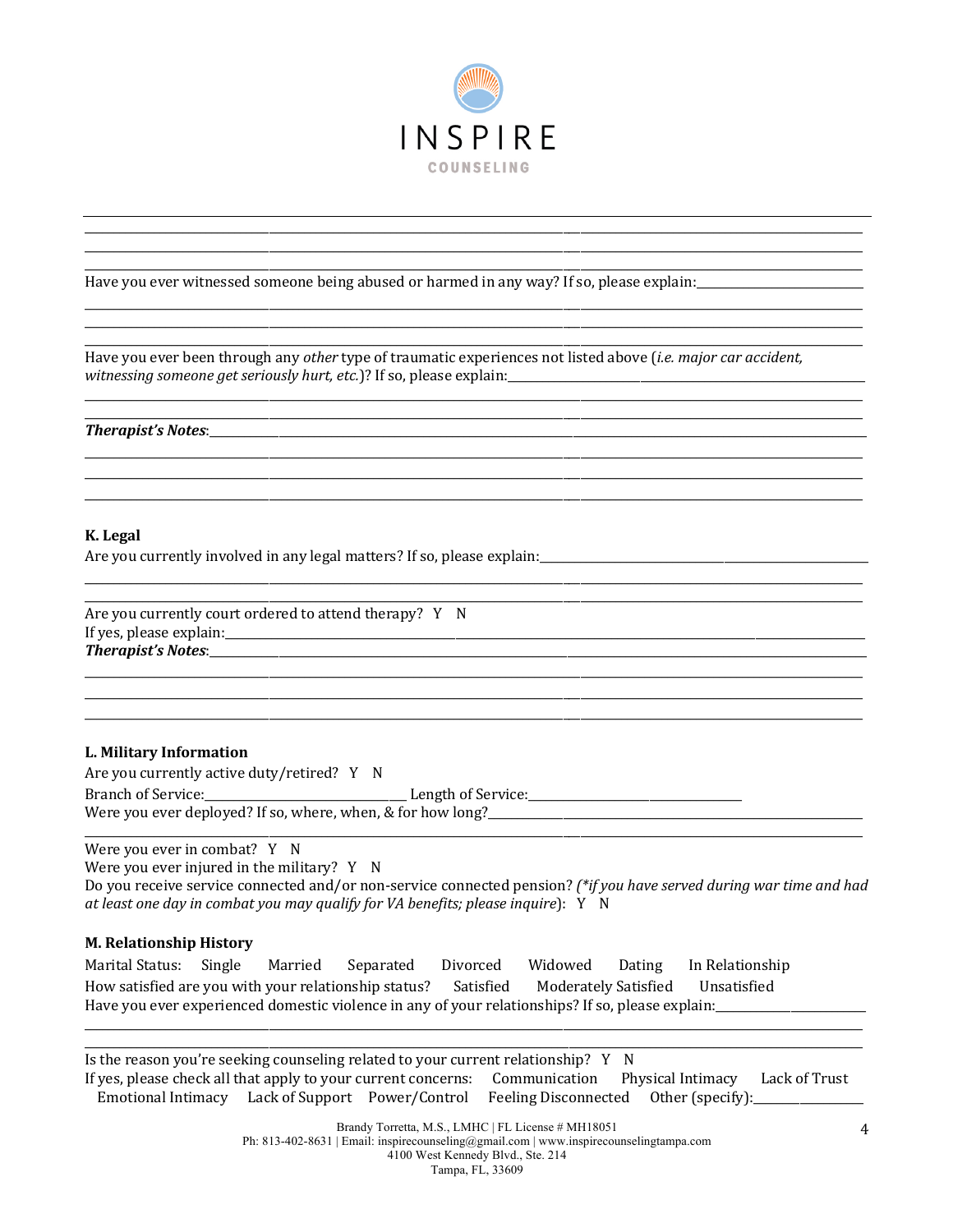Have you ever witnessed someone being abused or harmed in any way? If so, please explain:________________________

______________________________________________________________________________________

______________________________________________________________________________________

Have you ever been through any *other* type of traumatic experiences not listed above (*i.e. major car accident, witnessing someone get seriously hurt, etc.*)? If so, please explain:________________________________

______________________________________________________________________________________

***Therapist's Notes***:______________________________________________________________________

______________________________________________________________________________________

______________________________________________________________________________________

______________________________________________________________________________________

**K. Legal**

Are you currently involved in any legal matters? If so, please explain:______________________________

______________________________________________________________________________________

Are you currently court ordered to attend therapy? Y N

If yes, please explain:__________________________________________________________________

***Therapist's Notes***:______________________________________________________________________

______________________________________________________________________________________

______________________________________________________________________________________

______________________________________________________________________________________

**L. Military Information**

Are you currently active duty/retired? Y N

Branch of Service:______________________ Length of Service:______________________

Were you ever deployed? If so, where, when, & for how long?______________________________________

______________________________________________________________________________________

Were you ever in combat? Y N

Were you ever injured in the military? Y N

Do you receive service connected and/or non-service connected pension? *(\*if you have served during war time and had at least one day in combat you may qualify for VA benefits; please inquire)*: Y N

**M. Relationship History**

Marital Status: Single Married Separated Divorced Widowed Dating In Relationship

How satisfied are you with your relationship status? Satisfied Moderately Satisfied Unsatisfied

Have you ever experienced domestic violence in any of your relationships? If so, please explain:____________

______________________________________________________________________________________

______________________________________________________________________________________

Is the reason you're seeking counseling related to your current relationship? Y N

If yes, please check all that apply to your current concerns: Communication Physical Intimacy Lack of Trust Emotional Intimacy Lack of Support Power/Control Feeling Disconnected Other (specify):____________

Brandy Torretta, M.S., LMHC | FL License # MH18051
Ph: 813-402-8631 | Email: inspirecounseling@gmail.com | www.inspirecounselingtampa.com
4100 West Kennedy Blvd., Ste. 214
Tampa, FL, 33609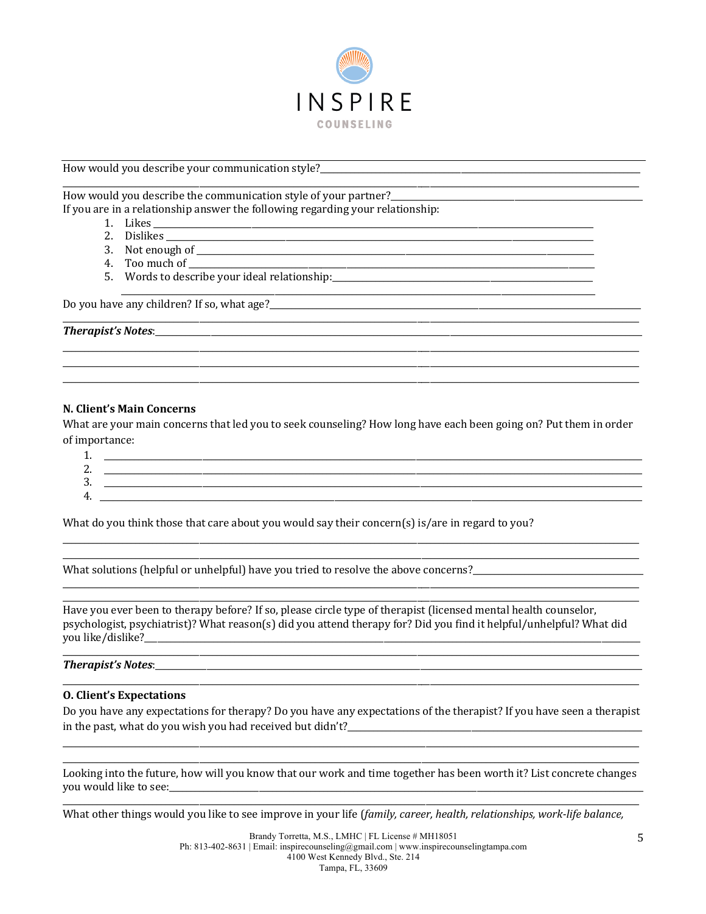How would you describe your communication style?

How would you describe the communication style of your partner?

If you are in a relationship answer the following regarding your relationship:

1. Likes
2. Dislikes
3. Not enough of
4. Too much of
5. Words to describe your ideal relationship:

Do you have any children? If so, what age?

***Therapist's Notes***:

**N. Client's Main Concerns**

What are your main concerns that led you to seek counseling? How long have each been going on? Put them in order of importance:

1.
2.
3.
4.

What do you think those that care about you would say their concern(s) is/are in regard to you?

What solutions (helpful or unhelpful) have you tried to resolve the above concerns?

Have you ever been to therapy before? If so, please circle type of therapist (licensed mental health counselor, psychologist, psychiatrist)? What reason(s) did you attend therapy for? Did you find it helpful/unhelpful? What did you like/dislike?

***Therapist's Notes***:

**O. Client's Expectations**

Do you have any expectations for therapy? Do you have any expectations of the therapist? If you have seen a therapist in the past, what do you wish you had received but didn't?

Looking into the future, how will you know that our work and time together has been worth it? List concrete changes you would like to see:

What other things would you like to see improve in your life (*family, career, health, relationships, work-life balance,*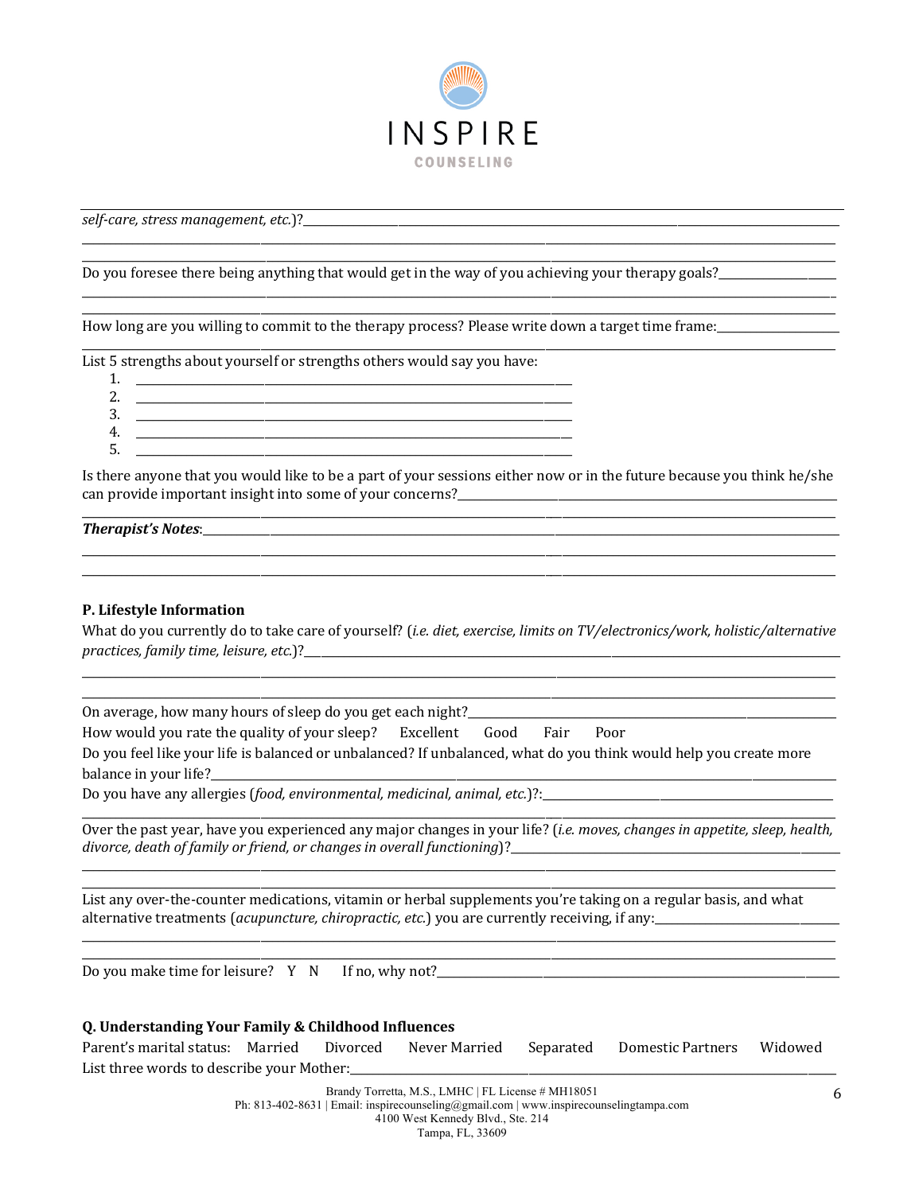*self-care, stress management, etc.*)?\_\_\_\_\_\_\_\_\_\_\_\_\_\_\_\_\_\_\_\_\_\_\_\_\_\_\_\_\_\_\_\_\_\_\_\_\_\_\_\_\_\_\_\_\_\_\_\_\_\_\_\_\_\_\_\_\_\_\_\_\_\_\_\_\_\_\_\_

Do you foresee there being anything that would get in the way of you achieving your therapy goals?\_\_\_\_\_\_\_\_\_\_\_\_\_\_\_\_

How long are you willing to commit to the therapy process? Please write down a target time frame:\_\_\_\_\_\_\_\_\_\_\_\_\_\_\_\_\_

List 5 strengths about yourself or strengths others would say you have:

1. \_\_\_\_\_\_\_\_\_\_\_\_\_\_\_\_\_\_\_\_\_\_\_\_\_\_\_\_\_\_\_\_\_\_\_\_\_\_\_\_\_\_\_\_\_\_\_\_
2. \_\_\_\_\_\_\_\_\_\_\_\_\_\_\_\_\_\_\_\_\_\_\_\_\_\_\_\_\_\_\_\_\_\_\_\_\_\_\_\_\_\_\_\_\_\_\_\_
3. \_\_\_\_\_\_\_\_\_\_\_\_\_\_\_\_\_\_\_\_\_\_\_\_\_\_\_\_\_\_\_\_\_\_\_\_\_\_\_\_\_\_\_\_\_\_\_\_
4. \_\_\_\_\_\_\_\_\_\_\_\_\_\_\_\_\_\_\_\_\_\_\_\_\_\_\_\_\_\_\_\_\_\_\_\_\_\_\_\_\_\_\_\_\_\_\_\_
5. \_\_\_\_\_\_\_\_\_\_\_\_\_\_\_\_\_\_\_\_\_\_\_\_\_\_\_\_\_\_\_\_\_\_\_\_\_\_\_\_\_\_\_\_\_\_\_\_

Is there anyone that you would like to be a part of your sessions either now or in the future because you think he/she can provide important insight into some of your concerns?\_\_\_\_\_\_\_\_\_\_\_\_\_\_\_\_\_\_\_\_\_\_\_\_\_\_\_\_\_\_\_\_\_\_\_\_\_\_\_\_\_\_\_\_\_\_\_\_

***Therapist's Notes***:\_\_\_\_\_\_\_\_\_\_\_\_\_\_\_\_\_\_\_\_\_\_\_\_\_\_\_\_\_\_\_\_\_\_\_\_\_\_\_\_\_\_\_\_\_\_\_\_\_\_\_\_\_\_\_\_\_\_\_\_\_\_\_\_\_\_\_\_\_\_\_\_\_\_\_\_\_\_\_\_\_\_\_\_\_\_\_\_

### P. Lifestyle Information

What do you currently do to take care of yourself? (*i.e. diet, exercise, limits on TV/electronics/work, holistic/alternative practices, family time, leisure, etc.*)?\_\_\_\_\_\_\_\_\_\_\_\_\_\_\_\_\_\_\_\_\_\_\_\_\_\_\_\_\_\_\_\_\_\_\_\_\_\_\_\_\_\_\_\_\_\_\_\_\_\_\_\_\_\_\_\_\_\_\_\_\_\_\_\_\_\_\_\_

On average, how many hours of sleep do you get each night?\_\_\_\_\_\_\_\_\_\_\_\_\_\_\_\_\_\_\_\_\_\_\_\_\_\_\_\_\_\_\_\_\_\_\_\_\_\_\_\_\_\_\_\_\_\_\_\_\_\_\_\_

How would you rate the quality of your sleep? Excellent Good Fair Poor

Do you feel like your life is balanced or unbalanced? If unbalanced, what do you think would help you create more balance in your life?\_\_\_\_\_\_\_\_\_\_\_\_\_\_\_\_\_\_\_\_\_\_\_\_\_\_\_\_\_\_\_\_\_\_\_\_\_\_\_\_\_\_\_\_\_\_\_\_\_\_\_\_\_\_\_\_\_\_\_\_\_\_\_\_\_\_\_\_\_\_\_\_\_\_\_\_\_\_\_\_\_\_

Do you have any allergies (*food, environmental, medicinal, animal, etc.*)?:\_\_\_\_\_\_\_\_\_\_\_\_\_\_\_\_\_\_\_\_\_\_\_\_\_\_\_\_\_\_\_\_\_\_\_\_\_\_\_\_\_\_\_

Over the past year, have you experienced any major changes in your life? (*i.e. moves, changes in appetite, sleep, health, divorce, death of family or friend, or changes in overall functioning*)?\_\_\_\_\_\_\_\_\_\_\_\_\_\_\_\_\_\_\_\_\_\_\_\_\_\_\_\_\_\_\_\_\_\_\_\_\_\_\_\_\_\_\_\_\_\_\_\_\_\_\_\_\_\_\_

List any over-the-counter medications, vitamin or herbal supplements you're taking on a regular basis, and what alternative treatments (*acupuncture, chiropractic, etc.*) you are currently receiving, if any:\_\_\_\_\_\_\_\_\_\_\_\_\_\_\_\_\_\_\_\_\_\_\_\_\_\_\_\_

Do you make time for leisure? Y N If no, why not?\_\_\_\_\_\_\_\_\_\_\_\_\_\_\_\_\_\_\_\_\_\_\_\_\_\_\_\_\_\_\_\_\_\_\_\_\_\_\_\_\_\_\_\_\_\_\_\_\_\_\_\_\_\_\_\_\_\_\_\_\_\_\_\_

### Q. Understanding Your Family & Childhood Influences

Parent's marital status: Married Divorced Never Married Separated Domestic Partners Widowed

List three words to describe your Mother:\_\_\_\_\_\_\_\_\_\_\_\_\_\_\_\_\_\_\_\_\_\_\_\_\_\_\_\_\_\_\_\_\_\_\_\_\_\_\_\_\_\_\_\_\_\_\_\_\_\_\_\_\_\_\_\_\_\_\_\_\_\_\_\_\_\_\_\_\_\_\_\_\_\_\_\_\_\_\_\_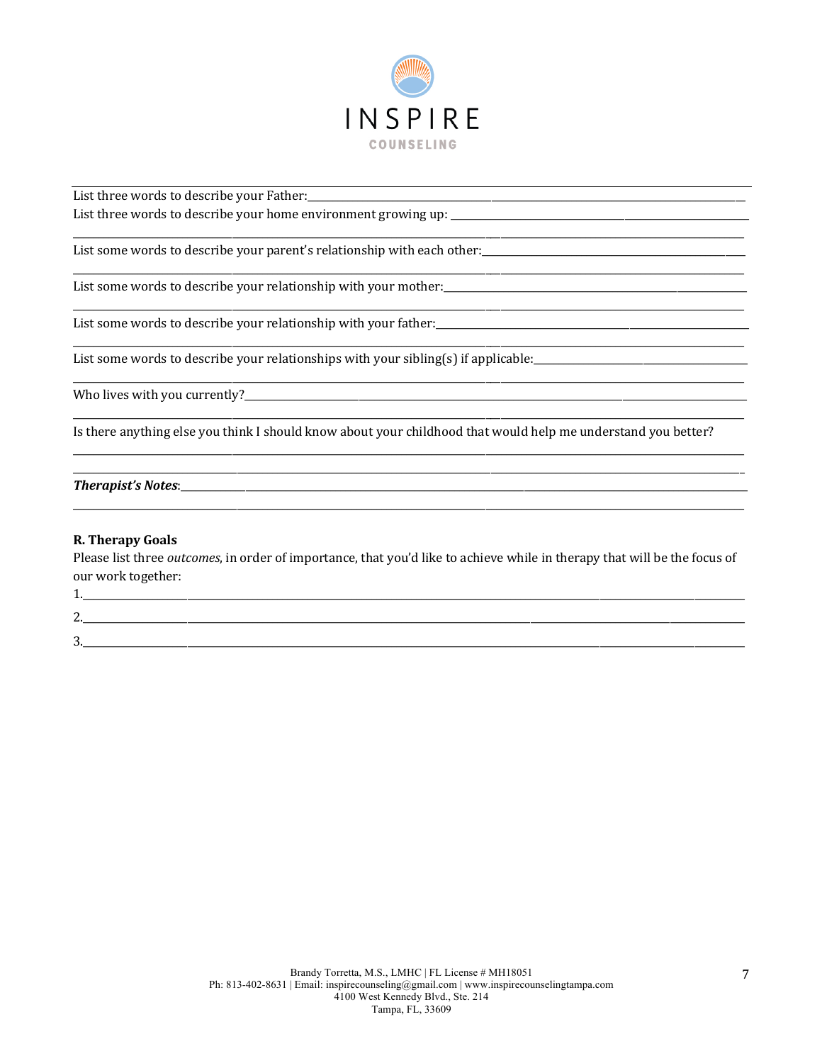INSPIRE

COUNSELING

List three words to describe your Father:\_\_\_\_\_\_\_\_\_\_\_\_\_\_\_\_\_\_\_\_\_\_\_\_\_\_\_\_\_\_\_\_\_\_\_\_\_\_\_\_

List three words to describe your home environment growing up: \_\_\_\_\_\_\_\_\_\_\_\_\_\_\_\_\_\_\_\_\_\_\_\_\_\_\_\_\_\_

\_\_\_\_\_\_\_\_\_\_\_\_\_\_\_\_\_\_\_\_\_\_\_\_\_\_\_\_\_\_\_\_\_\_\_\_\_\_\_\_\_\_\_\_\_\_\_\_\_\_\_\_\_\_\_\_\_\_\_\_\_\_\_\_\_\_\_\_\_\_\_\_

List some words to describe your parent's relationship with each other:\_\_\_\_\_\_\_\_\_\_\_\_\_\_\_\_\_\_\_\_\_\_\_\_

\_\_\_\_\_\_\_\_\_\_\_\_\_\_\_\_\_\_\_\_\_\_\_\_\_\_\_\_\_\_\_\_\_\_\_\_\_\_\_\_\_\_\_\_\_\_\_\_\_\_\_\_\_\_\_\_\_\_\_\_\_\_\_\_\_\_\_\_\_\_\_\_

List some words to describe your relationship with your mother:\_\_\_\_\_\_\_\_\_\_\_\_\_\_\_\_\_\_\_\_\_\_\_\_\_\_\_\_\_\_

\_\_\_\_\_\_\_\_\_\_\_\_\_\_\_\_\_\_\_\_\_\_\_\_\_\_\_\_\_\_\_\_\_\_\_\_\_\_\_\_\_\_\_\_\_\_\_\_\_\_\_\_\_\_\_\_\_\_\_\_\_\_\_\_\_\_\_\_\_\_\_\_

List some words to describe your relationship with your father:\_\_\_\_\_\_\_\_\_\_\_\_\_\_\_\_\_\_\_\_\_\_\_\_\_\_\_\_\_\_\_

\_\_\_\_\_\_\_\_\_\_\_\_\_\_\_\_\_\_\_\_\_\_\_\_\_\_\_\_\_\_\_\_\_\_\_\_\_\_\_\_\_\_\_\_\_\_\_\_\_\_\_\_\_\_\_\_\_\_\_\_\_\_\_\_\_\_\_\_\_\_\_\_

List some words to describe your relationships with your sibling(s) if applicable:\_\_\_\_\_\_\_\_\_\_\_\_\_\_\_\_\_\_\_\_\_

\_\_\_\_\_\_\_\_\_\_\_\_\_\_\_\_\_\_\_\_\_\_\_\_\_\_\_\_\_\_\_\_\_\_\_\_\_\_\_\_\_\_\_\_\_\_\_\_\_\_\_\_\_\_\_\_\_\_\_\_\_\_\_\_\_\_\_\_\_\_\_\_

Who lives with you currently?\_\_\_\_\_\_\_\_\_\_\_\_\_\_\_\_\_\_\_\_\_\_\_\_\_\_\_\_\_\_\_\_\_\_\_\_\_\_\_\_\_\_\_\_\_\_\_\_\_\_\_\_\_

\_\_\_\_\_\_\_\_\_\_\_\_\_\_\_\_\_\_\_\_\_\_\_\_\_\_\_\_\_\_\_\_\_\_\_\_\_\_\_\_\_\_\_\_\_\_\_\_\_\_\_\_\_\_\_\_\_\_\_\_\_\_\_\_\_\_\_\_\_\_\_\_

Is there anything else you think I should know about your childhood that would help me understand you better?

\_\_\_\_\_\_\_\_\_\_\_\_\_\_\_\_\_\_\_\_\_\_\_\_\_\_\_\_\_\_\_\_\_\_\_\_\_\_\_\_\_\_\_\_\_\_\_\_\_\_\_\_\_\_\_\_\_\_\_\_\_\_\_\_\_\_\_\_\_\_\_\_

\_\_\_\_\_\_\_\_\_\_\_\_\_\_\_\_\_\_\_\_\_\_\_\_\_\_\_\_\_\_\_\_\_\_\_\_\_\_\_\_\_\_\_\_\_\_\_\_\_\_\_\_\_\_\_\_\_\_\_\_\_\_\_\_\_\_\_\_\_\_\_\_

***Therapist's Notes***:\_\_\_\_\_\_\_\_\_\_\_\_\_\_\_\_\_\_\_\_\_\_\_\_\_\_\_\_\_\_\_\_\_\_\_\_\_\_\_\_\_\_\_\_\_\_\_\_\_\_\_\_\_\_\_\_\_\_

\_\_\_\_\_\_\_\_\_\_\_\_\_\_\_\_\_\_\_\_\_\_\_\_\_\_\_\_\_\_\_\_\_\_\_\_\_\_\_\_\_\_\_\_\_\_\_\_\_\_\_\_\_\_\_\_\_\_\_\_\_\_\_\_\_\_\_\_\_\_\_\_

**R. Therapy Goals**

Please list three *outcomes*, in order of importance, that you'd like to achieve while in therapy that will be the focus of our work together:

1.\_\_\_\_\_\_\_\_\_\_\_\_\_\_\_\_\_\_\_\_\_\_\_\_\_\_\_\_\_\_\_\_\_\_\_\_\_\_\_\_\_\_\_\_\_\_\_\_\_\_\_\_\_\_\_\_\_\_\_\_\_\_\_\_\_\_\_\_\_\_

2.\_\_\_\_\_\_\_\_\_\_\_\_\_\_\_\_\_\_\_\_\_\_\_\_\_\_\_\_\_\_\_\_\_\_\_\_\_\_\_\_\_\_\_\_\_\_\_\_\_\_\_\_\_\_\_\_\_\_\_\_\_\_\_\_\_\_\_\_\_\_

3.\_\_\_\_\_\_\_\_\_\_\_\_\_\_\_\_\_\_\_\_\_\_\_\_\_\_\_\_\_\_\_\_\_\_\_\_\_\_\_\_\_\_\_\_\_\_\_\_\_\_\_\_\_\_\_\_\_\_\_\_\_\_\_\_\_\_\_\_\_\_

Brandy Torretta, M.S., LMHC | FL License # MH18051
Ph: 813-402-8631 | Email: inspirecounseling@gmail.com | www.inspirecounselingtampa.com
4100 West Kennedy Blvd., Ste. 214
Tampa, FL, 33609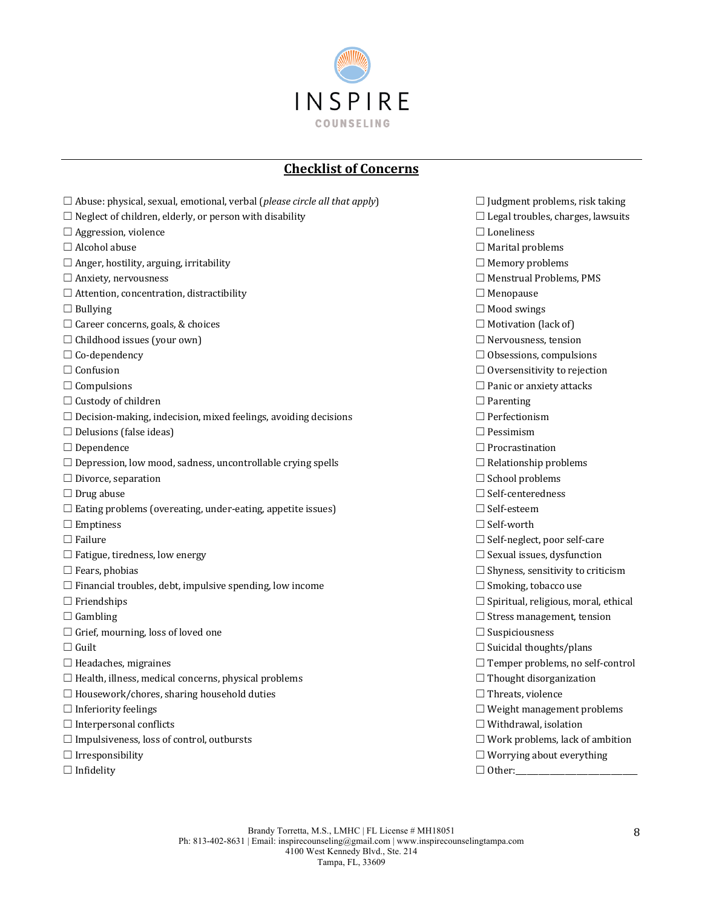INSPIRE

COUNSELING

## Checklist of Concerns

- ☐ Abuse: physical, sexual, emotional, verbal (*please circle all that apply*)
- ☐ Neglect of children, elderly, or person with disability
- ☐ Aggression, violence
- ☐ Alcohol abuse
- ☐ Anger, hostility, arguing, irritability
- ☐ Anxiety, nervousness
- ☐ Attention, concentration, distractibility
- ☐ Bullying
- ☐ Career concerns, goals, & choices
- ☐ Childhood issues (your own)
- ☐ Co-dependency
- ☐ Confusion
- ☐ Compulsions
- ☐ Custody of children
- ☐ Decision-making, indecision, mixed feelings, avoiding decisions
- ☐ Delusions (false ideas)
- ☐ Dependence
- ☐ Depression, low mood, sadness, uncontrollable crying spells
- ☐ Divorce, separation
- ☐ Drug abuse
- ☐ Eating problems (overeating, under-eating, appetite issues)
- ☐ Emptiness
- ☐ Failure
- ☐ Fatigue, tiredness, low energy
- ☐ Fears, phobias
- ☐ Financial troubles, debt, impulsive spending, low income
- ☐ Friendships
- ☐ Gambling
- ☐ Grief, mourning, loss of loved one
- ☐ Guilt
- ☐ Headaches, migraines
- ☐ Health, illness, medical concerns, physical problems
- ☐ Housework/chores, sharing household duties
- ☐ Inferiority feelings
- ☐ Interpersonal conflicts
- ☐ Impulsiveness, loss of control, outbursts
- ☐ Irresponsibility
- ☐ Infidelity
- ☐ Judgment problems, risk taking
- ☐ Legal troubles, charges, lawsuits
- ☐ Loneliness
- ☐ Marital problems
- ☐ Memory problems
- ☐ Menstrual Problems, PMS
- ☐ Menopause
- ☐ Mood swings
- ☐ Motivation (lack of)
- ☐ Nervousness, tension
- ☐ Obsessions, compulsions
- ☐ Oversensitivity to rejection
- ☐ Panic or anxiety attacks
- ☐ Parenting
- ☐ Perfectionism
- ☐ Pessimism
- ☐ Procrastination
- ☐ Relationship problems
- ☐ School problems
- ☐ Self-centeredness
- ☐ Self-esteem
- ☐ Self-worth
- ☐ Self-neglect, poor self-care
- ☐ Sexual issues, dysfunction
- ☐ Shyness, sensitivity to criticism
- ☐ Smoking, tobacco use
- ☐ Spiritual, religious, moral, ethical
- ☐ Stress management, tension
- ☐ Suspiciousness
- ☐ Suicidal thoughts/plans
- ☐ Temper problems, no self-control
- ☐ Thought disorganization
- ☐ Threats, violence
- ☐ Weight management problems
- ☐ Withdrawal, isolation
- ☐ Work problems, lack of ambition
- ☐ Worrying about everything
- ☐ Other:____________________________

Brandy Torretta, M.S., LMHC | FL License # MH18051
Ph: 813-402-8631 | Email: inspirecounseling@gmail.com | www.inspirecounselingtampa.com
4100 West Kennedy Blvd., Ste. 214
Tampa, FL, 33609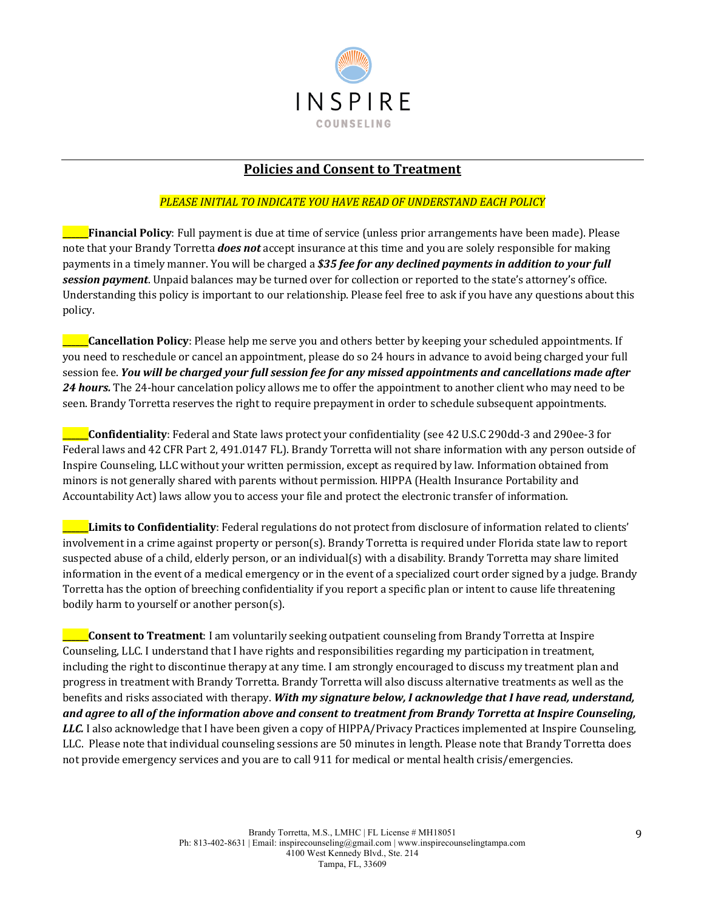INSPIRE

COUNSELING

## Policies and Consent to Treatment

*PLEASE INITIAL TO INDICATE YOU HAVE READ OF UNDERSTAND EACH POLICY*

_____**Financial Policy**: Full payment is due at time of service (unless prior arrangements have been made). Please note that your Brandy Torretta ***does not*** accept insurance at this time and you are solely responsible for making payments in a timely manner. You will be charged a ***$35 fee for any declined payments in addition to your full session payment***. Unpaid balances may be turned over for collection or reported to the state's attorney's office. Understanding this policy is important to our relationship. Please feel free to ask if you have any questions about this policy.

_____**Cancellation Policy**: Please help me serve you and others better by keeping your scheduled appointments. If you need to reschedule or cancel an appointment, please do so 24 hours in advance to avoid being charged your full session fee. ***You will be charged your full session fee for any missed appointments and cancellations made after 24 hours.*** The 24-hour cancelation policy allows me to offer the appointment to another client who may need to be seen. Brandy Torretta reserves the right to require prepayment in order to schedule subsequent appointments.

_____**Confidentiality**: Federal and State laws protect your confidentiality (see 42 U.S.C 290dd-3 and 290ee-3 for Federal laws and 42 CFR Part 2, 491.0147 FL). Brandy Torretta will not share information with any person outside of Inspire Counseling, LLC without your written permission, except as required by law. Information obtained from minors is not generally shared with parents without permission. HIPPA (Health Insurance Portability and Accountability Act) laws allow you to access your file and protect the electronic transfer of information.

_____**Limits to Confidentiality**: Federal regulations do not protect from disclosure of information related to clients' involvement in a crime against property or person(s). Brandy Torretta is required under Florida state law to report suspected abuse of a child, elderly person, or an individual(s) with a disability. Brandy Torretta may share limited information in the event of a medical emergency or in the event of a specialized court order signed by a judge. Brandy Torretta has the option of breeching confidentiality if you report a specific plan or intent to cause life threatening bodily harm to yourself or another person(s).

_____**Consent to Treatment**: I am voluntarily seeking outpatient counseling from Brandy Torretta at Inspire Counseling, LLC. I understand that I have rights and responsibilities regarding my participation in treatment, including the right to discontinue therapy at any time. I am strongly encouraged to discuss my treatment plan and progress in treatment with Brandy Torretta. Brandy Torretta will also discuss alternative treatments as well as the benefits and risks associated with therapy. ***With my signature below, I acknowledge that I have read, understand, and agree to all of the information above and consent to treatment from Brandy Torretta at Inspire Counseling, LLC.*** I also acknowledge that I have been given a copy of HIPPA/Privacy Practices implemented at Inspire Counseling, LLC. Please note that individual counseling sessions are 50 minutes in length. Please note that Brandy Torretta does not provide emergency services and you are to call 911 for medical or mental health crisis/emergencies.

Brandy Torretta, M.S., LMHC | FL License # MH18051
Ph: 813-402-8631 | Email: inspirecounseling@gmail.com | www.inspirecounselingtampa.com
4100 West Kennedy Blvd., Ste. 214
Tampa, FL, 33609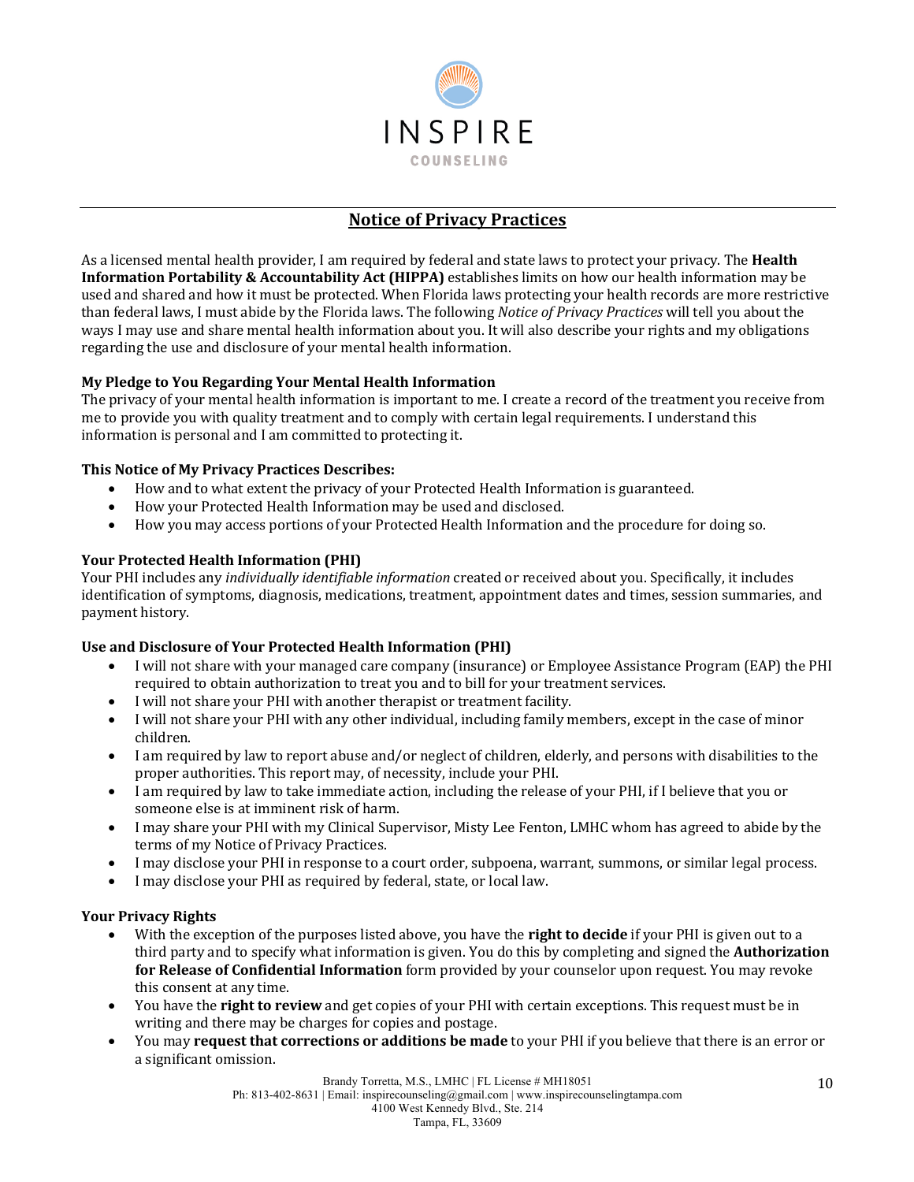INSPIRE

COUNSELING

## Notice of Privacy Practices

As a licensed mental health provider, I am required by federal and state laws to protect your privacy. The **Health Information Portability & Accountability Act (HIPPA)** establishes limits on how our health information may be used and shared and how it must be protected. When Florida laws protecting your health records are more restrictive than federal laws, I must abide by the Florida laws. The following *Notice of Privacy Practices* will tell you about the ways I may use and share mental health information about you. It will also describe your rights and my obligations regarding the use and disclosure of your mental health information.

**My Pledge to You Regarding Your Mental Health Information**
The privacy of your mental health information is important to me. I create a record of the treatment you receive from me to provide you with quality treatment and to comply with certain legal requirements. I understand this information is personal and I am committed to protecting it.

**This Notice of My Privacy Practices Describes:**

- How and to what extent the privacy of your Protected Health Information is guaranteed.
- How your Protected Health Information may be used and disclosed.
- How you may access portions of your Protected Health Information and the procedure for doing so.

**Your Protected Health Information (PHI)**
Your PHI includes any *individually identifiable information* created or received about you. Specifically, it includes identification of symptoms, diagnosis, medications, treatment, appointment dates and times, session summaries, and payment history.

**Use and Disclosure of Your Protected Health Information (PHI)**

- I will not share with your managed care company (insurance) or Employee Assistance Program (EAP) the PHI required to obtain authorization to treat you and to bill for your treatment services.
- I will not share your PHI with another therapist or treatment facility.
- I will not share your PHI with any other individual, including family members, except in the case of minor children.
- I am required by law to report abuse and/or neglect of children, elderly, and persons with disabilities to the proper authorities. This report may, of necessity, include your PHI.
- I am required by law to take immediate action, including the release of your PHI, if I believe that you or someone else is at imminent risk of harm.
- I may share your PHI with my Clinical Supervisor, Misty Lee Fenton, LMHC whom has agreed to abide by the terms of my Notice of Privacy Practices.
- I may disclose your PHI in response to a court order, subpoena, warrant, summons, or similar legal process.
- I may disclose your PHI as required by federal, state, or local law.

**Your Privacy Rights**

- With the exception of the purposes listed above, you have the **right to decide** if your PHI is given out to a third party and to specify what information is given. You do this by completing and signed the **Authorization for Release of Confidential Information** form provided by your counselor upon request. You may revoke this consent at any time.
- You have the **right to review** and get copies of your PHI with certain exceptions. This request must be in writing and there may be charges for copies and postage.
- You may **request that corrections or additions be made** to your PHI if you believe that there is an error or a significant omission.

Brandy Torretta, M.S., LMHC | FL License # MH18051
Ph: 813-402-8631 | Email: inspirecounseling@gmail.com | www.inspirecounselingtampa.com
4100 West Kennedy Blvd., Ste. 214
Tampa, FL, 33609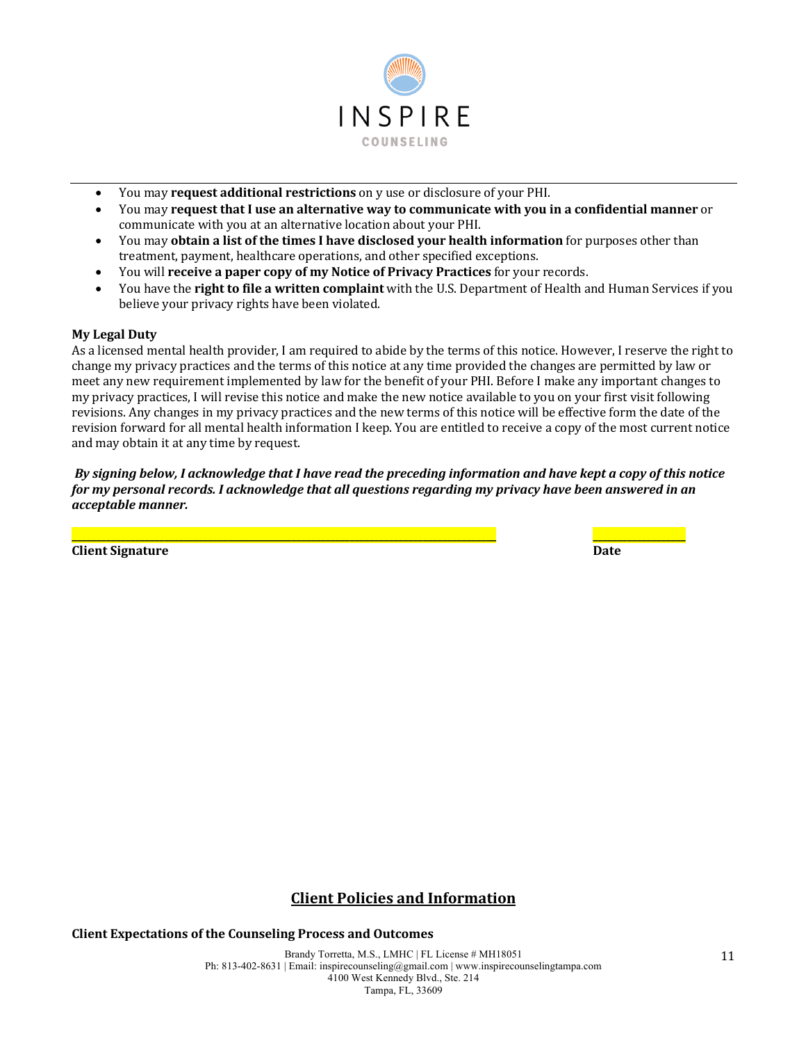- You may **request additional restrictions** on y use or disclosure of your PHI.
- You may **request that I use an alternative way to communicate with you in a confidential manner** or communicate with you at an alternative location about your PHI.
- You may **obtain a list of the times I have disclosed your health information** for purposes other than treatment, payment, healthcare operations, and other specified exceptions.
- You will **receive a paper copy of my Notice of Privacy Practices** for your records.
- You have the **right to file a written complaint** with the U.S. Department of Health and Human Services if you believe your privacy rights have been violated.

**My Legal Duty**

As a licensed mental health provider, I am required to abide by the terms of this notice. However, I reserve the right to change my privacy practices and the terms of this notice at any time provided the changes are permitted by law or meet any new requirement implemented by law for the benefit of your PHI. Before I make any important changes to my privacy practices, I will revise this notice and make the new notice available to you on your first visit following revisions. Any changes in my privacy practices and the new terms of this notice will be effective form the date of the revision forward for all mental health information I keep. You are entitled to receive a copy of the most current notice and may obtain it at any time by request.

***By signing below, I acknowledge that I have read the preceding information and have kept a copy of this notice for my personal records. I acknowledge that all questions regarding my privacy have been answered in an acceptable manner.***

\_\_\_\_\_\_\_\_\_\_\_\_\_\_\_\_\_\_\_\_\_\_\_\_\_\_\_\_\_\_\_\_\_\_\_\_\_\_\_\_\_\_\_\_\_\_\_\_\_\_\_\_\_\_\_\_\_\_\_\_\_\_\_\_ \_\_\_\_\_\_\_\_\_\_\_\_\_\_\_

**Client Signature** **Date**

## Client Policies and Information

**Client Expectations of the Counseling Process and Outcomes**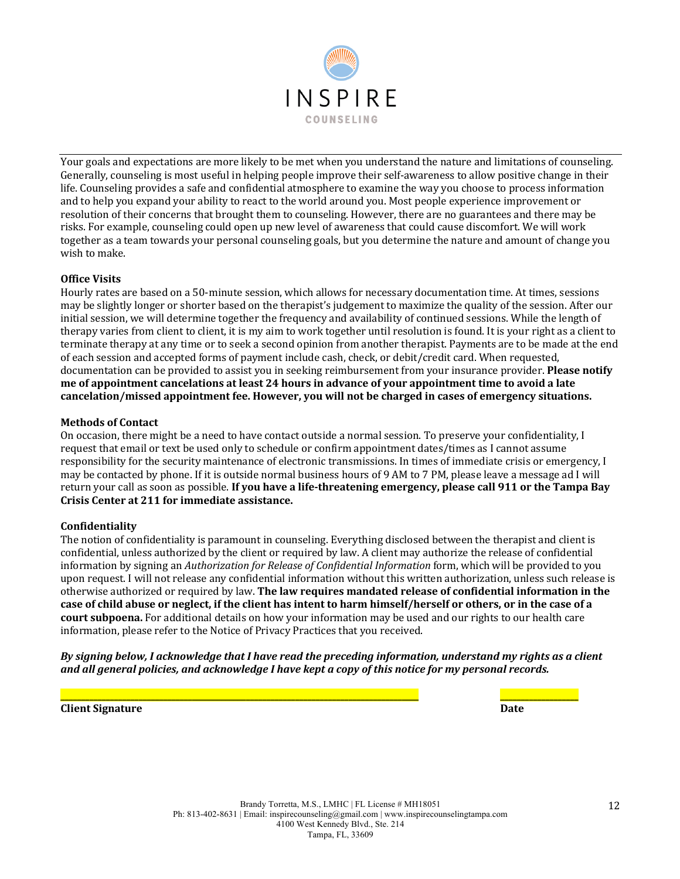INSPIRE

COUNSELING

Your goals and expectations are more likely to be met when you understand the nature and limitations of counseling. Generally, counseling is most useful in helping people improve their self-awareness to allow positive change in their life. Counseling provides a safe and confidential atmosphere to examine the way you choose to process information and to help you expand your ability to react to the world around you. Most people experience improvement or resolution of their concerns that brought them to counseling. However, there are no guarantees and there may be risks. For example, counseling could open up new level of awareness that could cause discomfort. We will work together as a team towards your personal counseling goals, but you determine the nature and amount of change you wish to make.

**Office Visits**

Hourly rates are based on a 50-minute session, which allows for necessary documentation time. At times, sessions may be slightly longer or shorter based on the therapist's judgement to maximize the quality of the session. After our initial session, we will determine together the frequency and availability of continued sessions. While the length of therapy varies from client to client, it is my aim to work together until resolution is found. It is your right as a client to terminate therapy at any time or to seek a second opinion from another therapist. Payments are to be made at the end of each session and accepted forms of payment include cash, check, or debit/credit card. When requested, documentation can be provided to assist you in seeking reimbursement from your insurance provider. **Please notify me of appointment cancelations at least 24 hours in advance of your appointment time to avoid a late cancelation/missed appointment fee. However, you will not be charged in cases of emergency situations.**

**Methods of Contact**

On occasion, there might be a need to have contact outside a normal session. To preserve your confidentiality, I request that email or text be used only to schedule or confirm appointment dates/times as I cannot assume responsibility for the security maintenance of electronic transmissions. In times of immediate crisis or emergency, I may be contacted by phone. If it is outside normal business hours of 9 AM to 7 PM, please leave a message ad I will return your call as soon as possible. **If you have a life-threatening emergency, please call 911 or the Tampa Bay Crisis Center at 211 for immediate assistance.**

**Confidentiality**

The notion of confidentiality is paramount in counseling. Everything disclosed between the therapist and client is confidential, unless authorized by the client or required by law. A client may authorize the release of confidential information by signing an *Authorization for Release of Confidential Information* form, which will be provided to you upon request. I will not release any confidential information without this written authorization, unless such release is otherwise authorized or required by law. **The law requires mandated release of confidential information in the case of child abuse or neglect, if the client has intent to harm himself/herself or others, or in the case of a court subpoena.** For additional details on how your information may be used and our rights to our health care information, please refer to the Notice of Privacy Practices that you received.

***By signing below, I acknowledge that I have read the preceding information, understand my rights as a client and all general policies, and acknowledge I have kept a copy of this notice for my personal records.***

______________________________________________ ______________

**Client Signature** **Date**

Brandy Torretta, M.S., LMHC | FL License # MH18051
Ph: 813-402-8631 | Email: inspirecounseling@gmail.com | www.inspirecounselingtampa.com
4100 West Kennedy Blvd., Ste. 214
Tampa, FL, 33609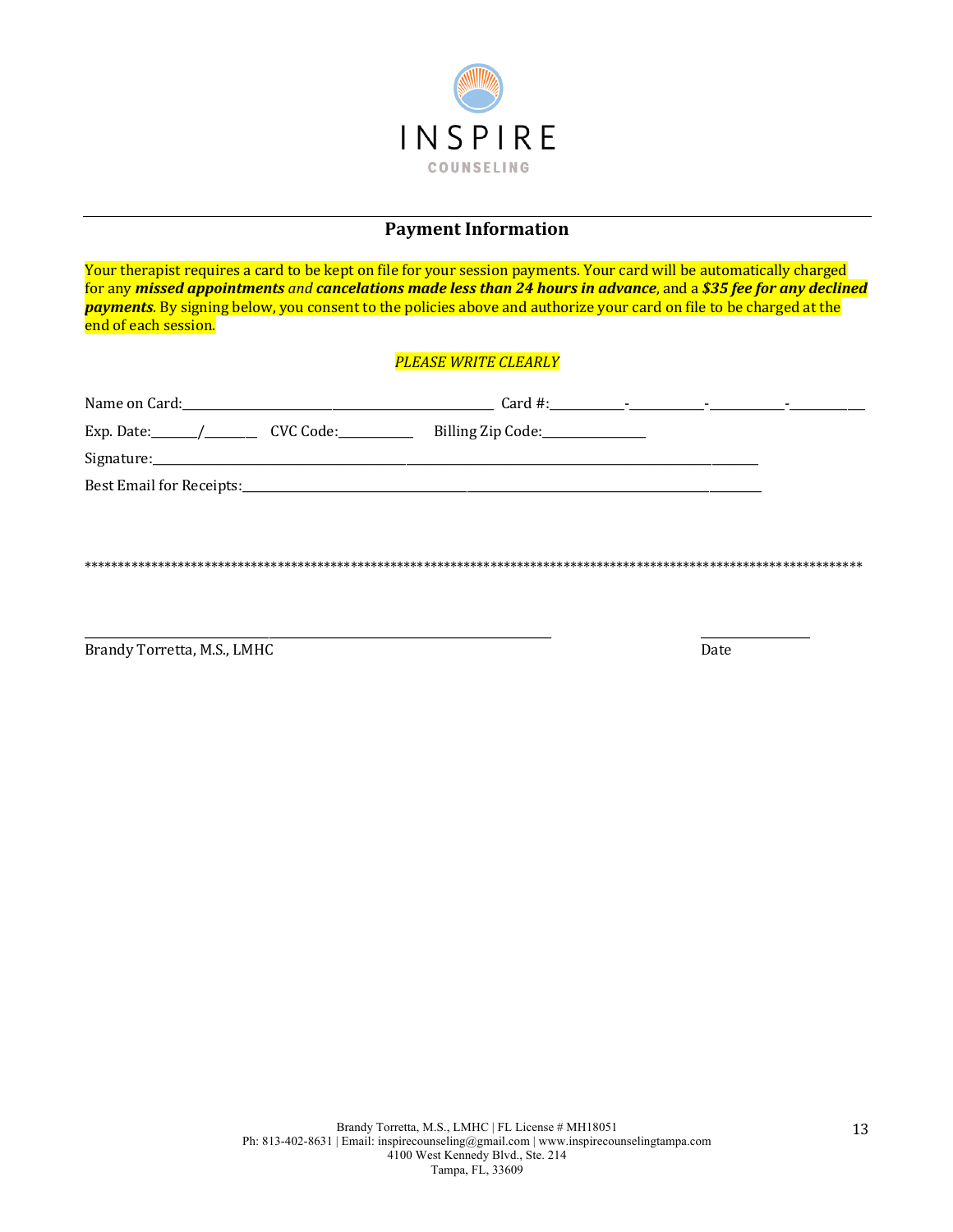INSPIRE

COUNSELING

## Payment Information

Your therapist requires a card to be kept on file for your session payments. Your card will be automatically charged for any ***missed appointments*** *and* ***cancelations made less than 24 hours in advance***, and a ***$35 fee for any declined payments***. By signing below, you consent to the policies above and authorize your card on file to be charged at the end of each session.

*PLEASE WRITE CLEARLY*

Name on Card:______________________________________________ Card #:___________-___________-___________-___________

Exp. Date:_______/________ CVC Code:___________ Billing Zip Code:_______________

Signature:_____________________________________________________________________________________

Best Email for Receipts:________________________________________________________________________

*******************************************************************************************************************

_____________________________________________________________ _______________

Brandy Torretta, M.S., LMHC Date

Brandy Torretta, M.S., LMHC | FL License # MH18051
Ph: 813-402-8631 | Email: inspirecounseling@gmail.com | www.inspirecounselingtampa.com
4100 West Kennedy Blvd., Ste. 214
Tampa, FL, 33609